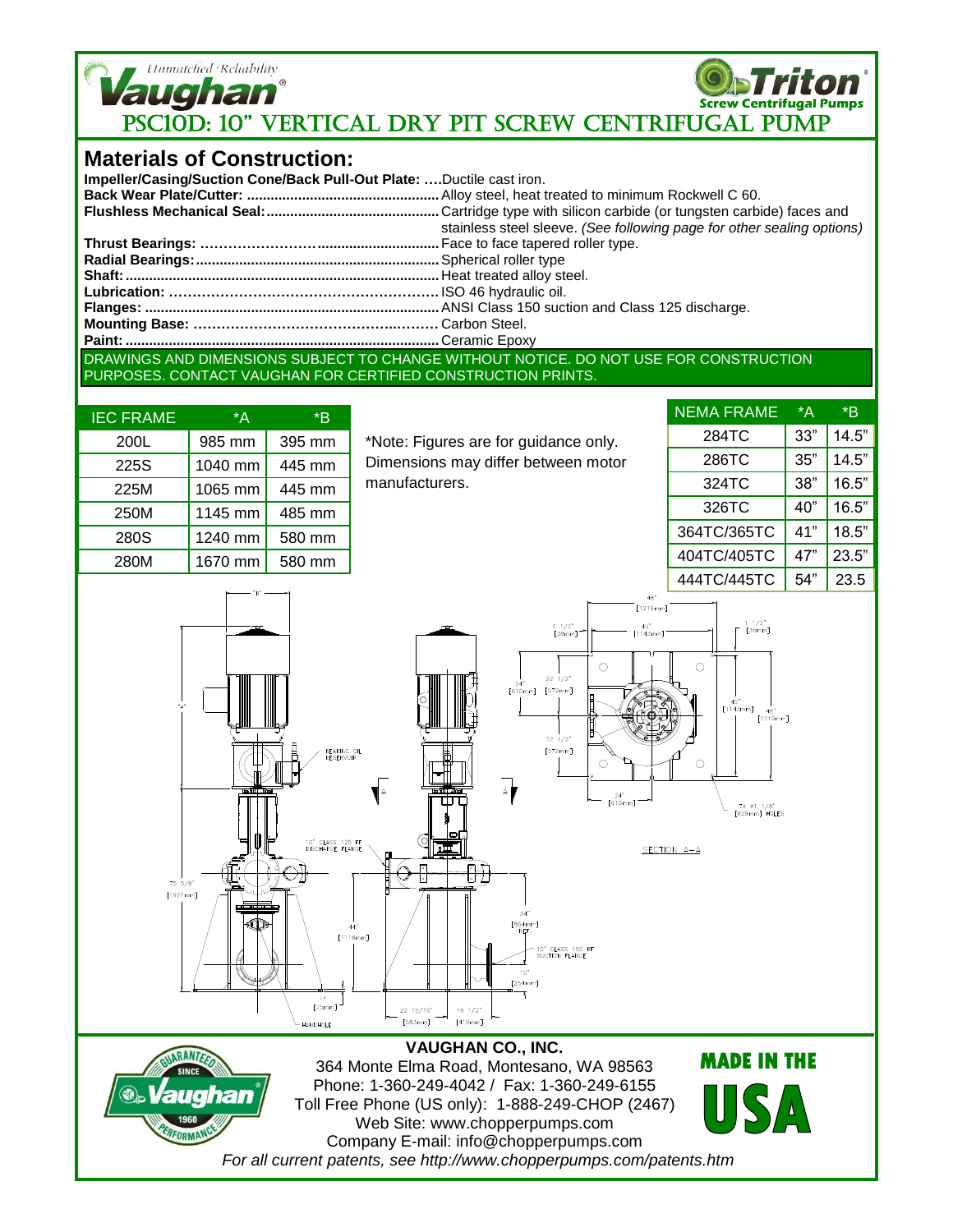Unmatched Reliability

Vaughan®

Triton® Screw Centrifugal Pumps

# PSC10D: 10" VERTICAL DRY PIT SCREW CENTRIFUGAL PUMP

## Materials of Construction:

**Impeller/Casing/Suction Cone/Back Pull-Out Plate: ….**Ductile cast iron.
**Back Wear Plate/Cutter: ................................................**Alloy steel, heat treated to minimum Rockwell C 60.
**Flushless Mechanical Seal:............................................**Cartridge type with silicon carbide (or tungsten carbide) faces and stainless steel sleeve. *(See following page for other sealing options)*
**Thrust Bearings: …………………….............................**Face to face tapered roller type.
**Radial Bearings:...........................................................**Spherical roller type
**Shaft:..............................................................................**Heat treated alloy steel.
**Lubrication: …………………………………………………**ISO 46 hydraulic oil.
**Flanges: ..........................................................................**ANSI Class 150 suction and Class 125 discharge.
**Mounting Base: ……………………………………………**Carbon Steel.
**Paint: ...............................................................................**Ceramic Epoxy

DRAWINGS AND DIMENSIONS SUBJECT TO CHANGE WITHOUT NOTICE. DO NOT USE FOR CONSTRUCTION PURPOSES. CONTACT VAUGHAN FOR CERTIFIED CONSTRUCTION PRINTS.

| IEC FRAME | *A | *B |
|---|---|---|
| 200L | 985 mm | 395 mm |
| 225S | 1040 mm | 445 mm |
| 225M | 1065 mm | 445 mm |
| 250M | 1145 mm | 485 mm |
| 280S | 1240 mm | 580 mm |
| 280M | 1670 mm | 580 mm |

*Note: Figures are for guidance only. Dimensions may differ between motor manufacturers.

| NEMA FRAME | *A | *B |
|---|---|---|
| 284TC | 33" | 14.5" |
| 286TC | 35" | 14.5" |
| 324TC | 38" | 16.5" |
| 326TC | 40" | 16.5" |
| 364TC/365TC | 41" | 18.5" |
| 404TC/405TC | 47" | 23.5" |
| 444TC/445TC | 54" | 23.5 |

"B"
"A"
BEARING OIL RESERVOIR
10" CLASS 125 FF DISCHARGE FLANGE
75 5/8" [1921mm]
44" [1118mm]
1" [25mm]
HANDHOLE
22 15/16" [583mm]
16 1/2" [419mm]
34" [864mm] REF
10" CLASS 150 FF SUCTION FLANGE
10" [254mm]
A A
48" [1219mm]
45" [1143mm]
1 1/2" [38mm]
1 1/2" [38mm]
24" [610mm]
22 1/2" [572mm]
22 1/2" [572mm]
45" [1143mm]
48" [1219mm]
24" [610mm]
7X ø1 1/8" [ø29mm] HOLES
SECTION A-A

**VAUGHAN CO., INC.**
364 Monte Elma Road, Montesano, WA 98563
Phone: 1-360-249-4042 / Fax: 1-360-249-6155
Toll Free Phone (US only): 1-888-249-CHOP (2467)
Web Site: www.chopperpumps.com
Company E-mail: info@chopperpumps.com
*For all current patents, see http://www.chopperpumps.com/patents.htm*

GUARANTEED PERFORMANCE SINCE 1960 Vaughan®

MADE IN THE USA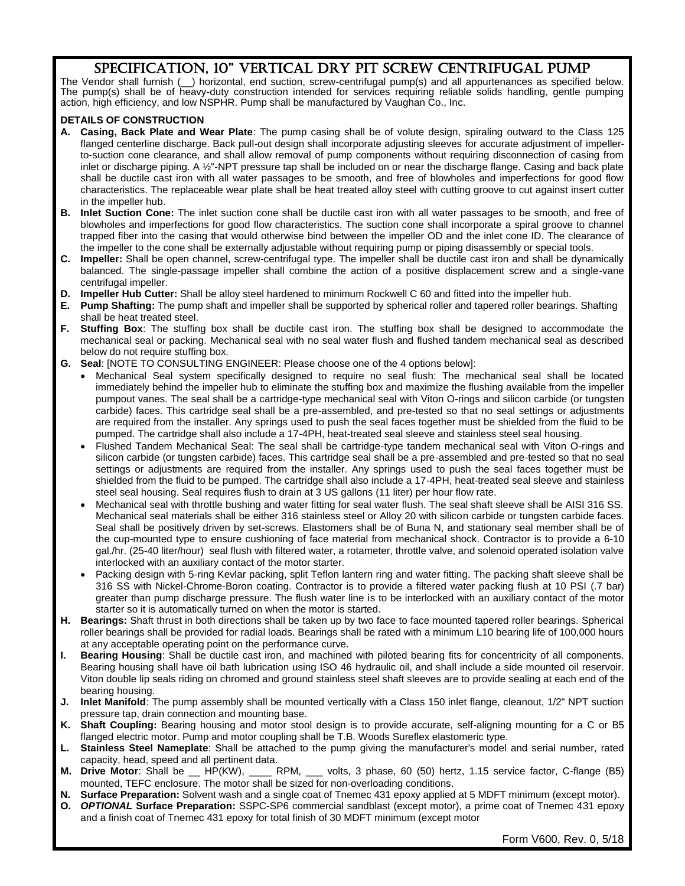# SPECIFICATION, 10" VERTICAL DRY PIT SCREW CENTRIFUGAL PUMP

The Vendor shall furnish (__) horizontal, end suction, screw-centrifugal pump(s) and all appurtenances as specified below. The pump(s) shall be of heavy-duty construction intended for services requiring reliable solids handling, gentle pumping action, high efficiency, and low NSPHR. Pump shall be manufactured by Vaughan Co., Inc.

**DETAILS OF CONSTRUCTION**

**A. Casing, Back Plate and Wear Plate**: The pump casing shall be of volute design, spiraling outward to the Class 125 flanged centerline discharge. Back pull-out design shall incorporate adjusting sleeves for accurate adjustment of impeller-to-suction cone clearance, and shall allow removal of pump components without requiring disconnection of casing from inlet or discharge piping. A ½"-NPT pressure tap shall be included on or near the discharge flange. Casing and back plate shall be ductile cast iron with all water passages to be smooth, and free of blowholes and imperfections for good flow characteristics. The replaceable wear plate shall be heat treated alloy steel with cutting groove to cut against insert cutter in the impeller hub.

**B. Inlet Suction Cone:** The inlet suction cone shall be ductile cast iron with all water passages to be smooth, and free of blowholes and imperfections for good flow characteristics. The suction cone shall incorporate a spiral groove to channel trapped fiber into the casing that would otherwise bind between the impeller OD and the inlet cone ID. The clearance of the impeller to the cone shall be externally adjustable without requiring pump or piping disassembly or special tools.

**C. Impeller:** Shall be open channel, screw-centrifugal type. The impeller shall be ductile cast iron and shall be dynamically balanced. The single-passage impeller shall combine the action of a positive displacement screw and a single-vane centrifugal impeller.

**D. Impeller Hub Cutter:** Shall be alloy steel hardened to minimum Rockwell C 60 and fitted into the impeller hub.

**E. Pump Shafting:** The pump shaft and impeller shall be supported by spherical roller and tapered roller bearings. Shafting shall be heat treated steel.

**F. Stuffing Box**: The stuffing box shall be ductile cast iron. The stuffing box shall be designed to accommodate the mechanical seal or packing. Mechanical seal with no seal water flush and flushed tandem mechanical seal as described below do not require stuffing box.

**G. Seal**: [NOTE TO CONSULTING ENGINEER: Please choose one of the 4 options below]:

- Mechanical Seal system specifically designed to require no seal flush: The mechanical seal shall be located immediately behind the impeller hub to eliminate the stuffing box and maximize the flushing available from the impeller pumpout vanes. The seal shall be a cartridge-type mechanical seal with Viton O-rings and silicon carbide (or tungsten carbide) faces. This cartridge seal shall be a pre-assembled, and pre-tested so that no seal settings or adjustments are required from the installer. Any springs used to push the seal faces together must be shielded from the fluid to be pumped. The cartridge shall also include a 17-4PH, heat-treated seal sleeve and stainless steel seal housing.
- Flushed Tandem Mechanical Seal: The seal shall be cartridge-type tandem mechanical seal with Viton O-rings and silicon carbide (or tungsten carbide) faces. This cartridge seal shall be a pre-assembled and pre-tested so that no seal settings or adjustments are required from the installer. Any springs used to push the seal faces together must be shielded from the fluid to be pumped. The cartridge shall also include a 17-4PH, heat-treated seal sleeve and stainless steel seal housing. Seal requires flush to drain at 3 US gallons (11 liter) per hour flow rate.
- Mechanical seal with throttle bushing and water fitting for seal water flush. The seal shaft sleeve shall be AISI 316 SS. Mechanical seal materials shall be either 316 stainless steel or Alloy 20 with silicon carbide or tungsten carbide faces. Seal shall be positively driven by set-screws. Elastomers shall be of Buna N, and stationary seal member shall be of the cup-mounted type to ensure cushioning of face material from mechanical shock. Contractor is to provide a 6-10 gal./hr. (25-40 liter/hour) seal flush with filtered water, a rotameter, throttle valve, and solenoid operated isolation valve interlocked with an auxiliary contact of the motor starter.
- Packing design with 5-ring Kevlar packing, split Teflon lantern ring and water fitting. The packing shaft sleeve shall be 316 SS with Nickel-Chrome-Boron coating. Contractor is to provide a filtered water packing flush at 10 PSI (.7 bar) greater than pump discharge pressure. The flush water line is to be interlocked with an auxiliary contact of the motor starter so it is automatically turned on when the motor is started.

**H. Bearings:** Shaft thrust in both directions shall be taken up by two face to face mounted tapered roller bearings. Spherical roller bearings shall be provided for radial loads. Bearings shall be rated with a minimum L10 bearing life of 100,000 hours at any acceptable operating point on the performance curve.

**I. Bearing Housing**: Shall be ductile cast iron, and machined with piloted bearing fits for concentricity of all components. Bearing housing shall have oil bath lubrication using ISO 46 hydraulic oil, and shall include a side mounted oil reservoir. Viton double lip seals riding on chromed and ground stainless steel shaft sleeves are to provide sealing at each end of the bearing housing.

**J. Inlet Manifold**: The pump assembly shall be mounted vertically with a Class 150 inlet flange, cleanout, 1/2" NPT suction pressure tap, drain connection and mounting base.

**K. Shaft Coupling:** Bearing housing and motor stool design is to provide accurate, self-aligning mounting for a C or B5 flanged electric motor. Pump and motor coupling shall be T.B. Woods Sureflex elastomeric type.

**L. Stainless Steel Nameplate**: Shall be attached to the pump giving the manufacturer's model and serial number, rated capacity, head, speed and all pertinent data.

**M. Drive Motor**: Shall be __ HP(KW), ____ RPM, ___ volts, 3 phase, 60 (50) hertz, 1.15 service factor, C-flange (B5) mounted, TEFC enclosure. The motor shall be sized for non-overloading conditions.

**N. Surface Preparation:** Solvent wash and a single coat of Tnemec 431 epoxy applied at 5 MDFT minimum (except motor).

**O. *OPTIONAL* Surface Preparation:** SSPC-SP6 commercial sandblast (except motor), a prime coat of Tnemec 431 epoxy and a finish coat of Tnemec 431 epoxy for total finish of 30 MDFT minimum (except motor

Form V600, Rev. 0, 5/18